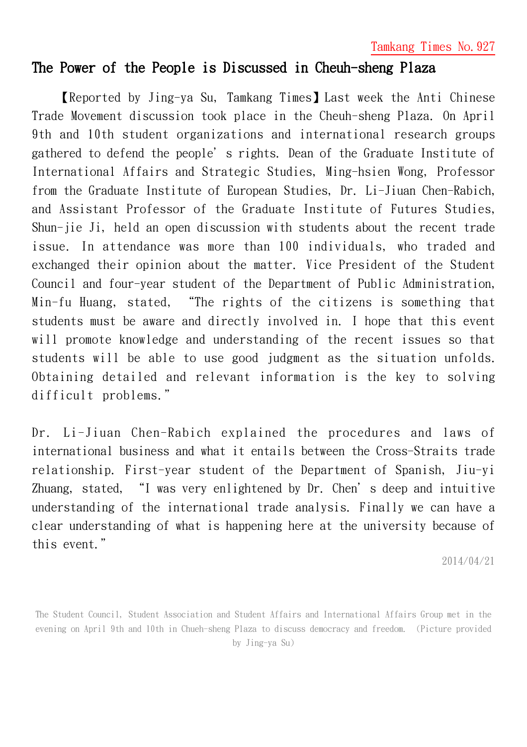Tamkang Times No.927

# The Power of the People is Discussed in Cheuh-sheng Plaza

【Reported by Jing-ya Su, Tamkang Times】Last week the Anti Chinese Trade Movement discussion took place in the Cheuh-sheng Plaza. On April 9th and 10th student organizations and international research groups gathered to defend the people's rights. Dean of the Graduate Institute of International Affairs and Strategic Studies, Ming-hsien Wong, Professor from the Graduate Institute of European Studies, Dr. Li-Jiuan Chen-Rabich, and Assistant Professor of the Graduate Institute of Futures Studies, Shun-jie Ji, held an open discussion with students about the recent trade issue. In attendance was more than 100 individuals, who traded and exchanged their opinion about the matter. Vice President of the Student Council and four-year student of the Department of Public Administration, Min-fu Huang, stated, "The rights of the citizens is something that students must be aware and directly involved in. I hope that this event will promote knowledge and understanding of the recent issues so that students will be able to use good judgment as the situation unfolds. Obtaining detailed and relevant information is the key to solving difficult problems."

Dr. Li-Jiuan Chen-Rabich explained the procedures and laws of international business and what it entails between the Cross-Straits trade relationship. First-year student of the Department of Spanish, Jiu-yi Zhuang, stated, "I was very enlightened by Dr. Chen's deep and intuitive understanding of the international trade analysis. Finally we can have a clear understanding of what is happening here at the university because of this event."

2014/04/21

The Student Council, Student Association and Student Affairs and International Affairs Group met in the evening on April 9th and 10th in Chueh-sheng Plaza to discuss democracy and freedom. (Picture provided by Jing-ya Su)